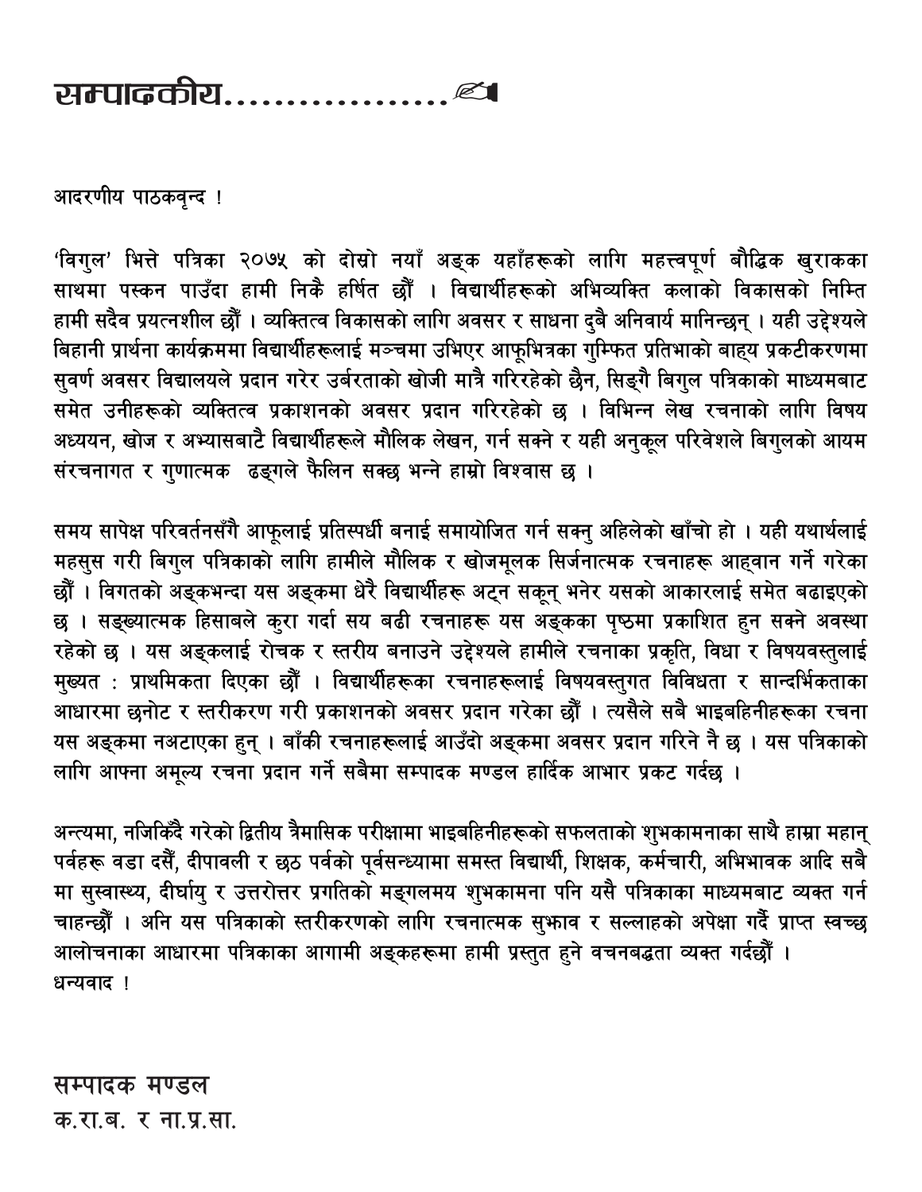# सम्पादकीय.................✍

आदरणीय पाठकवृन्द !

'विगुल' भित्ते पत्रिका २०७५ को दोस्रो नयाँ अङ्क यहाँहरूको लागि महत्त्वपूर्ण बौद्धिक खुराकका साथमा पस्कन पाउँदा हामी निकै हर्षित छौं । विद्यार्थीहरूको अभिव्यक्ति कलाको विकासको निम्ति हामी सदैव प्रयत्नशील छौं । व्यक्तित्व विकासको लागि अवसर र साधना दुवै अनिवार्य मानिन्छन् । यही उद्देश्यले बिहानी प्रार्थना कार्यक्रममा विद्यार्थीहरूलाई मञ्चमा उभिएर आफूभित्रका गुम्फित प्रतिभाको बाह्य प्रकटीकरणमा सुवर्ण अवसर विद्यालयले प्रदान गरेर उर्बरताको खोजी मात्रै गरिरहेको छैन, सिङ्गै बिगुल पत्रिकाको माध्यमबाट समेत उनीहरूको व्यक्तित्व प्रकाशनको अवसर प्रदान गरिरहेको छ । विभिन्न लेख रचनाको लागि विषय अध्ययन, खोज र अभ्यासबाटै विद्यार्थीहरूले मौलिक लेखन, गर्न सक्ने र यही अनुकूल परिवेशले बिगुलको आयम संरचनागत र गुणात्मक ढङ्गले फैलिन सक्छ भन्ने हाम्रो विश्वास छ ।

समय सापेक्ष परिवर्तनसँगै आफूलाई प्रतिस्पर्धी बनाई समायोजित गर्न सक्नु अहिलेको खाँचो हो । यही यथार्थलाई महसुस गरी बिगुल पत्रिकाको लागि हामीले मौलिक र खोजमूलक सिर्जनात्मक रचनाहरू आह्वान गर्ने गरेका छौं । विगतको अङ्कभन्दा यस अङ्कमा धेरै विद्यार्थीहरू अट्न सकून् भनेर यसको आकारलाई समेत बढाइएको छ । सङ्ख्यात्मक हिसाबले कुरा गर्दा सय बढी रचनाहरू यस अङ्कका पृष्ठमा प्रकाशित हुन सक्ने अवस्था रहेको छ । यस अङ्कलाई रोचक र स्तरीय बनाउने उद्देश्यले हामीले रचनाका प्रकृति, विधा र विषयवस्तुलाई मुख्यत : प्राथमिकता दिएका छौं । विद्यार्थीहरूका रचनाहरूलाई विषयवस्तुगत विविधता र सान्दर्भिकताका आधारमा छनोट र स्तरीकरण गरी प्रकाशनको अवसर प्रदान गरेका छौं । त्यसैले सबै भाइबहिनीहरूका रचना यस अङ्कमा नअटाएका हुन् । बाँकी रचनाहरूलाई आउँदो अङ्कमा अवसर प्रदान गरिने नै छ । यस पत्रिकाको लागि आफ्ना अमूल्य रचना प्रदान गर्ने सबैमा सम्पादक मण्डल हार्दिक आभार प्रकट गर्दछ ।

अन्त्यमा, नजिकिँदै गरेको द्वितीय त्रैमासिक परीक्षामा भाइबहिनीहरूको सफलताको शुभकामनाका साथै हाम्रा महान् पर्वहरू वडा दसैं, दीपावली र छठ पर्वको पूर्वसन्ध्यामा समस्त विद्यार्थी, शिक्षक, कर्मचारी, अभिभावक आदि सबै मा सुस्वास्थ्य, दीर्घायु र उत्तरोत्तर प्रगतिको मङ्गलमय शुभकामना पनि यसै पत्रिकाका माध्यमबाट व्यक्त गर्न चाहन्छौं । अनि यस पत्रिकाको स्तरीकरणको लागि रचनात्मक सुझाव र सल्लाहको अपेक्षा गर्दै प्राप्त स्वच्छ आलोचनाका आधारमा पत्रिकाका आगामी अङ्कहरूमा हामी प्रस्तुत हुने वचनबद्धता व्यक्त गर्दछौं ।
धन्यवाद !

**सम्पादक मण्डल**
क.रा.ब. र ना.प्र.सा.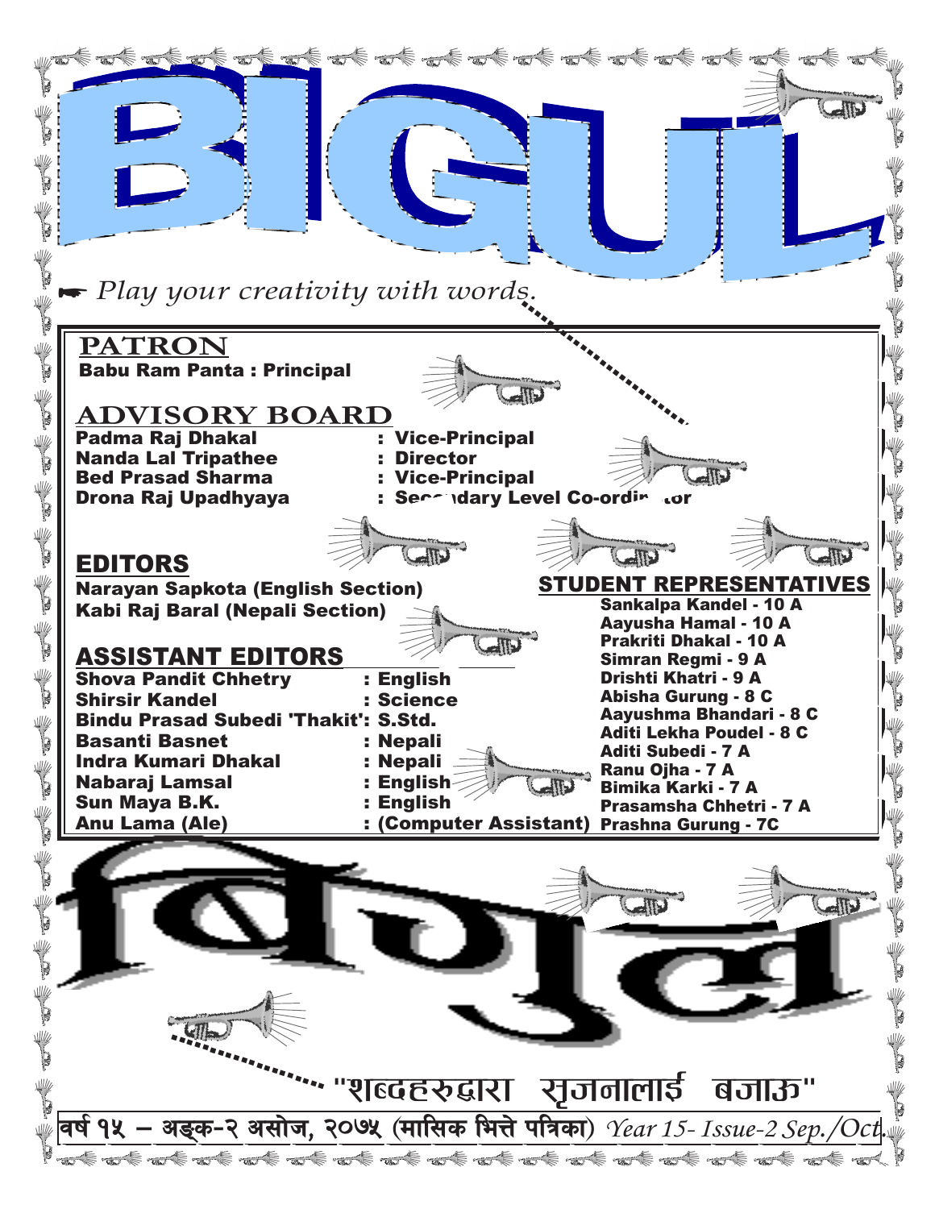# BIGUL

☛ *Play your creativity with words.*

## PATRON

**Babu Ram Panta : Principal**

## ADVISORY BOARD

**Padma Raj Dhakal : Vice-Principal**
**Nanda Lal Tripathee : Director**
**Bed Prasad Sharma : Vice-Principal**
**Drona Raj Upadhyaya : Secondary Level Co-ordinator**

## EDITORS

**Narayan Sapkota (English Section)**
**Kabi Raj Baral (Nepali Section)**

## ASSISTANT EDITORS

**Shova Pandit Chhetry : English**
**Shirsir Kandel : Science**
**Bindu Prasad Subedi 'Thakit': S.Std.**
**Basanti Basnet : Nepali**
**Indra Kumari Dhakal : Nepali**
**Nabaraj Lamsal : English**
**Sun Maya B.K. : English**
**Anu Lama (Ale) : (Computer Assistant)**

## STUDENT REPRESENTATIVES

**Sankalpa Kandel - 10 A**
**Aayusha Hamal - 10 A**
**Prakriti Dhakal - 10 A**
**Simran Regmi - 9 A**
**Drishti Khatri - 9 A**
**Abisha Gurung - 8 C**
**Aayushma Bhandari - 8 C**
**Aditi Lekha Poudel - 8 C**
**Aditi Subedi - 7 A**
**Ranu Ojha - 7 A**
**Bimika Karki - 7 A**
**Prasamsha Chhetri - 7 A**
**Prashna Gurung - 7C**

# बिगुल

"शब्दहरुद्वारा सृजनालाई बजाऊ"

वर्ष १५ – अङ्क-२ असोज, २०७५ (मासिक भित्ते पत्रिका) *Year 15- Issue-2 Sep./Oct.*